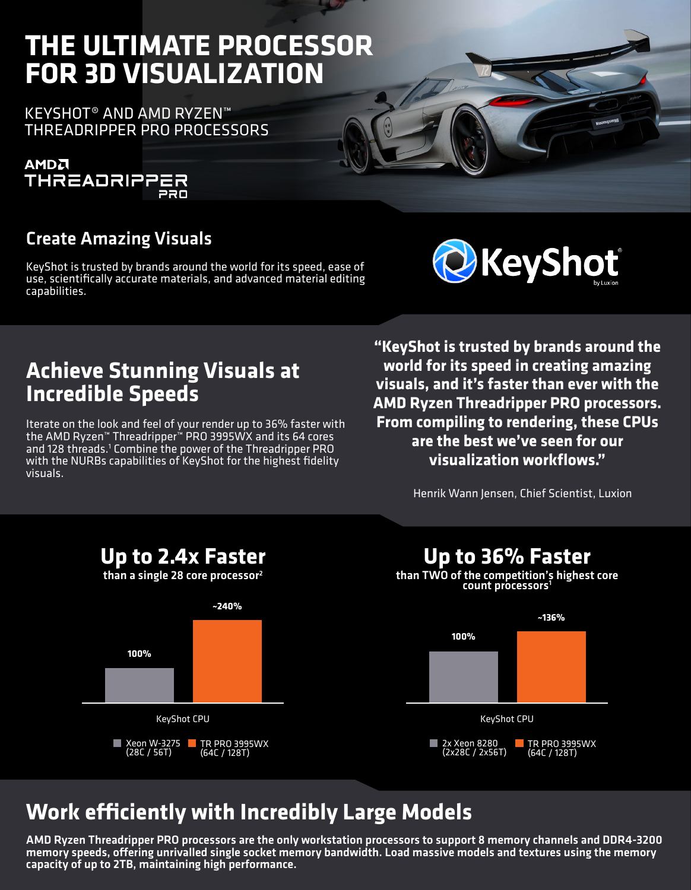# THE ULTIMATE PROCESSOR FOR 3D VISUALIZATION

KEYSHOT® AND AMD RYZEN™ THREADRIPPER PRO PROCESSORS

AMD THREADRIPPER PRO

## Create Amazing Visuals

KeyShot is trusted by brands around the world for its speed, ease of use, scientifically accurate materials, and advanced material editing capabilities.

KeyShot by Luxion

## Achieve Stunning Visuals at Incredible Speeds

Iterate on the look and feel of your render up to 36% faster with the AMD Ryzen™ Threadripper™ PRO 3995WX and its 64 cores and 128 threads.[1] Combine the power of the Threadripper PRO with the NURBs capabilities of KeyShot for the highest fidelity visuals.

**"KeyShot is trusted by brands around the world for its speed in creating amazing visuals, and it's faster than ever with the AMD Ryzen Threadripper PRO processors. From compiling to rendering, these CPUs are the best we've seen for our visualization workflows."**

Henrik Wann Jensen, Chief Scientist, Luxion

## Up to 2.4x Faster

**than a single 28 core processor[2]**

| KeyShot CPU | Relative Performance |
| --- | --- |
| Xeon W-3275 (28C / 56T) | 100% |
| TR PRO 3995WX (64C / 128T) | ~240% |

## Up to 36% Faster

**than TWO of the competition's highest core count processors[1]**

| KeyShot CPU | Relative Performance |
| --- | --- |
| 2x Xeon 8280 (2x28C / 2x56T) | 100% |
| TR PRO 3995WX (64C / 128T) | ~136% |

## Work efficiently with Incredibly Large Models

**AMD Ryzen Threadripper PRO processors are the only workstation processors to support 8 memory channels and DDR4-3200 memory speeds, offering unrivalled single socket memory bandwidth. Load massive models and textures using the memory capacity of up to 2TB, maintaining high performance.**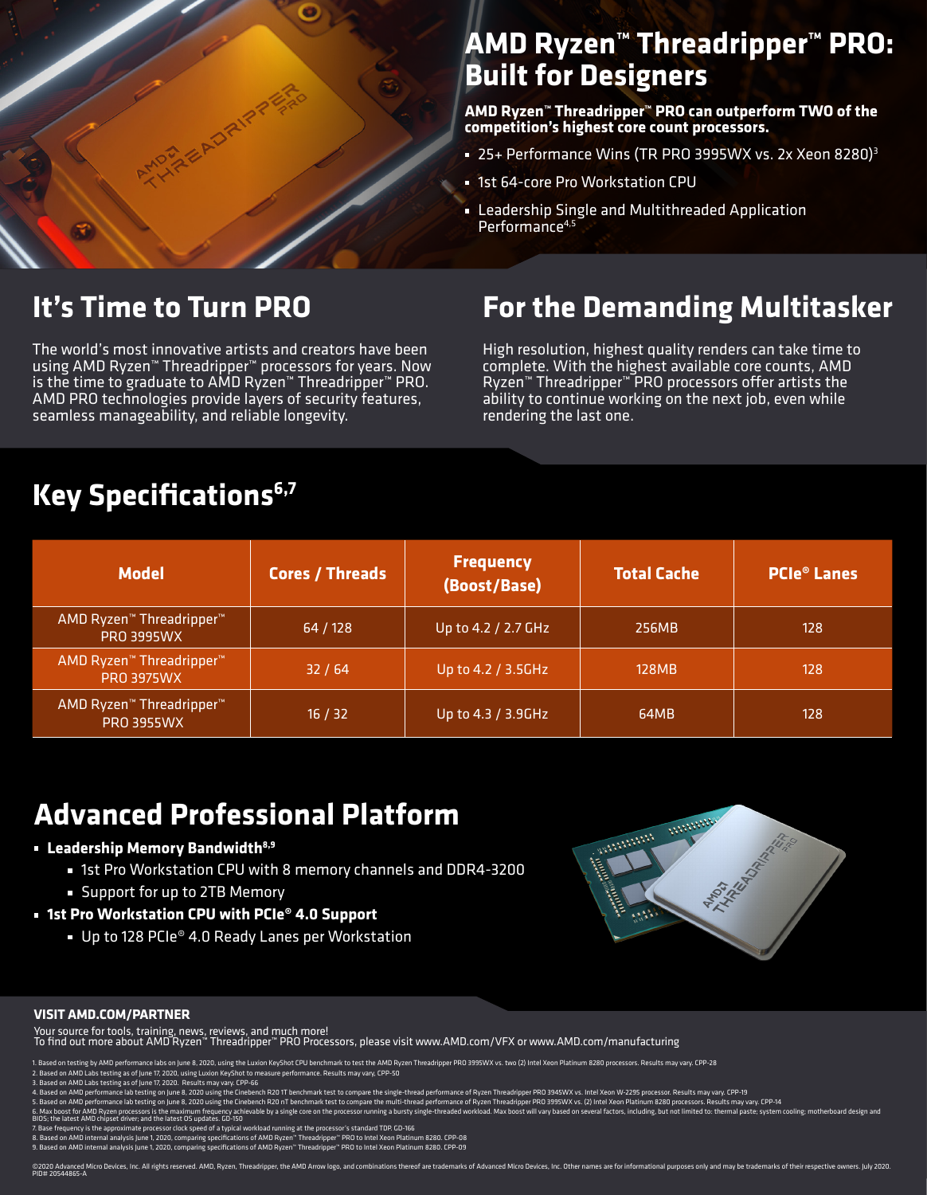# AMD Ryzen™ Threadripper™ PRO: Built for Designers

**AMD Ryzen™ Threadripper™ PRO can outperform TWO of the competition's highest core count processors.**

- 25+ Performance Wins (TR PRO 3995WX vs. 2x Xeon 8280)[3]
- 1st 64-core Pro Workstation CPU
- Leadership Single and Multithreaded Application Performance[4,5]

## It's Time to Turn PRO

The world's most innovative artists and creators have been using AMD Ryzen™ Threadripper™ processors for years. Now is the time to graduate to AMD Ryzen™ Threadripper™ PRO. AMD PRO technologies provide layers of security features, seamless manageability, and reliable longevity.

## For the Demanding Multitasker

High resolution, highest quality renders can take time to complete. With the highest available core counts, AMD Ryzen™ Threadripper™ PRO processors offer artists the ability to continue working on the next job, even while rendering the last one.

## Key Specifications[6,7]

| Model | Cores / Threads | Frequency (Boost/Base) | Total Cache | PCIe® Lanes |
|---|---|---|---|---|
| AMD Ryzen™ Threadripper™ PRO 3995WX | 64 / 128 | Up to 4.2 / 2.7 GHz | 256MB | 128 |
| AMD Ryzen™ Threadripper™ PRO 3975WX | 32 / 64 | Up to 4.2 / 3.5GHz | 128MB | 128 |
| AMD Ryzen™ Threadripper™ PRO 3955WX | 16 / 32 | Up to 4.3 / 3.9GHz | 64MB | 128 |

## Advanced Professional Platform

- **Leadership Memory Bandwidth[8,9]**
  - 1st Pro Workstation CPU with 8 memory channels and DDR4-3200
  - Support for up to 2TB Memory
- **1st Pro Workstation CPU with PCIe® 4.0 Support**
  - Up to 128 PCIe® 4.0 Ready Lanes per Workstation

**VISIT AMD.COM/PARTNER**

Your source for tools, training, news, reviews, and much more!
To find out more about AMD Ryzen™ Threadripper™ PRO Processors, please visit www.AMD.com/VFX or www.AMD.com/manufacturing

1. Based on testing by AMD performance labs on June 8, 2020, using the Luxion KeyShot CPU benchmark to test the AMD Ryzen Threadripper PRO 3995WX vs. two (2) Intel Xeon Platinum 8280 processors. Results may vary. CPP-28
2. Based on AMD Labs testing as of June 17, 2020, using Luxion KeyShot to measure performance. Results may vary. CPP-50
3. Based on AMD Labs testing as of June 17, 2020. Results may vary. CPP-66
4. Based on AMD performance lab testing on June 8, 2020 using the Cinebench R20 1T benchmark test to compare the single-thread performance of Ryzen Threadripper PRO 3945WX vs. Intel Xeon W-2295 processor. Results may vary. CPP-19
5. Based on AMD performance lab testing on June 8, 2020 using the Cinebench R20 nT benchmark test to compare the multi-thread performance of Ryzen Threadripper PRO 3995WX vs. (2) Intel Xeon Platinum 8280 processors. Results may vary. CPP-14
6. Max boost for AMD Ryzen processors is the maximum frequency achievable by a single core on the processor running a bursty single-threaded workload. Max boost will vary based on several factors, including, but not limited to: thermal paste; system cooling; motherboard design and BIOS; the latest AMD chipset driver; and the latest OS updates. GD-150
7. Base frequency is the approximate processor clock speed of a typical workload running at the processor's standard TDP. GD-166
8. Based on AMD internal analysis June 1, 2020, comparing specifications of AMD Ryzen™ Threadripper™ PRO to Intel Xeon Platinum 8280. CPP-08
9. Based on AMD internal analysis June 1, 2020, comparing specifications of AMD Ryzen™ Threadripper™ PRO to Intel Xeon Platinum 8280. CPP-09

©2020 Advanced Micro Devices, Inc. All rights reserved. AMD, Ryzen, Threadripper, the AMD Arrow logo, and combinations thereof are trademarks of Advanced Micro Devices, Inc. Other names are for informational purposes only and may be trademarks of their respective owners. July 2020.
PID# 20544865-A